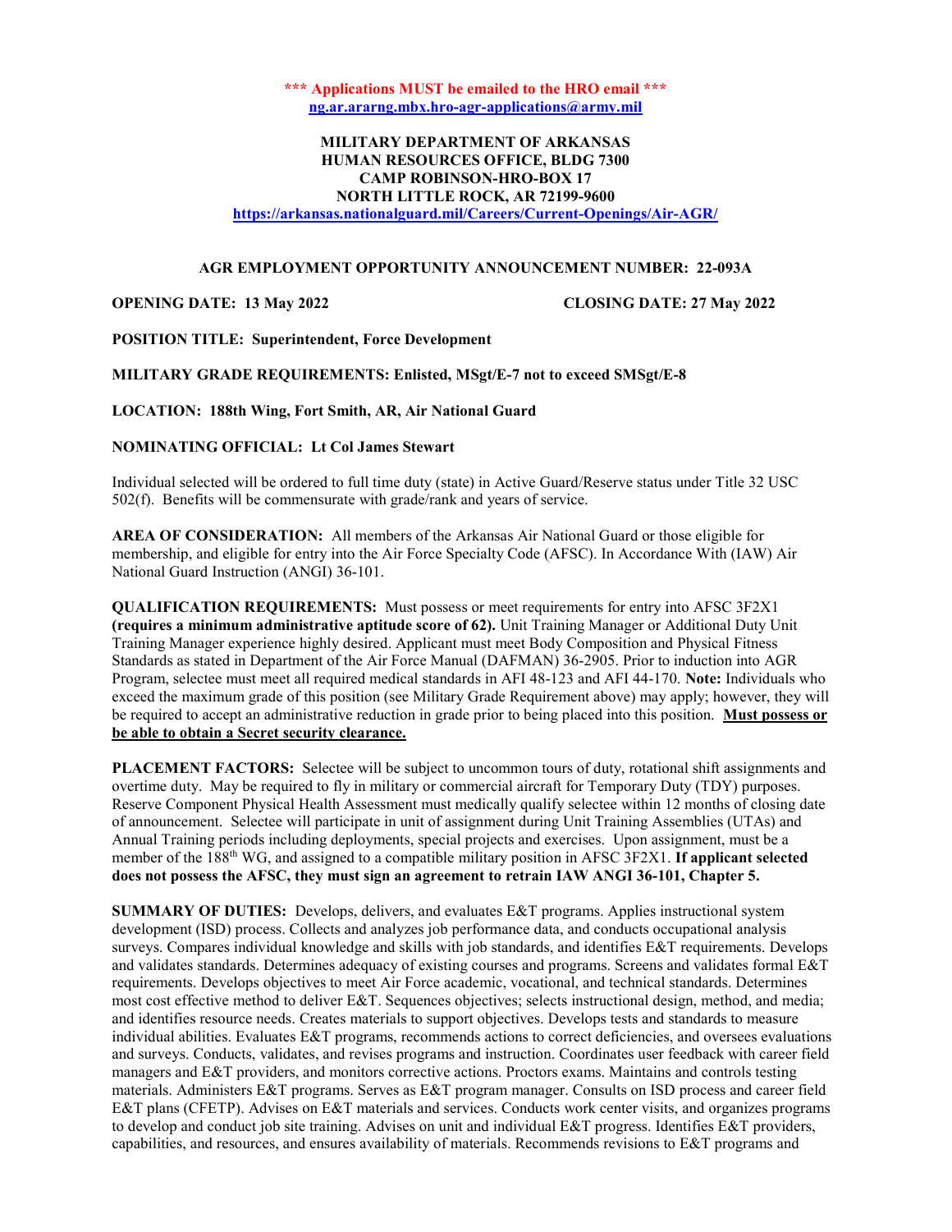**\*\*\* Applications MUST be emailed to the HRO email \*\*\***
**ng.ar.ararng.mbx.hro-agr-applications@army.mil**

**MILITARY DEPARTMENT OF ARKANSAS**
**HUMAN RESOURCES OFFICE, BLDG 7300**
**CAMP ROBINSON-HRO-BOX 17**
**NORTH LITTLE ROCK, AR 72199-9600**
**https://arkansas.nationalguard.mil/Careers/Current-Openings/Air-AGR/**

**AGR EMPLOYMENT OPPORTUNITY ANNOUNCEMENT NUMBER: 22-093A**

**OPENING DATE: 13 May 2022** **CLOSING DATE: 27 May 2022**

**POSITION TITLE: Superintendent, Force Development**

**MILITARY GRADE REQUIREMENTS: Enlisted, MSgt/E-7 not to exceed SMSgt/E-8**

**LOCATION: 188th Wing, Fort Smith, AR, Air National Guard**

**NOMINATING OFFICIAL: Lt Col James Stewart**

Individual selected will be ordered to full time duty (state) in Active Guard/Reserve status under Title 32 USC 502(f). Benefits will be commensurate with grade/rank and years of service.

**AREA OF CONSIDERATION:** All members of the Arkansas Air National Guard or those eligible for membership, and eligible for entry into the Air Force Specialty Code (AFSC). In Accordance With (IAW) Air National Guard Instruction (ANGI) 36-101.

**QUALIFICATION REQUIREMENTS:** Must possess or meet requirements for entry into AFSC 3F2X1 **(requires a minimum administrative aptitude score of 62).** Unit Training Manager or Additional Duty Unit Training Manager experience highly desired. Applicant must meet Body Composition and Physical Fitness Standards as stated in Department of the Air Force Manual (DAFMAN) 36-2905. Prior to induction into AGR Program, selectee must meet all required medical standards in AFI 48-123 and AFI 44-170. **Note:** Individuals who exceed the maximum grade of this position (see Military Grade Requirement above) may apply; however, they will be required to accept an administrative reduction in grade prior to being placed into this position. **Must possess or be able to obtain a Secret security clearance.**

**PLACEMENT FACTORS:** Selectee will be subject to uncommon tours of duty, rotational shift assignments and overtime duty. May be required to fly in military or commercial aircraft for Temporary Duty (TDY) purposes. Reserve Component Physical Health Assessment must medically qualify selectee within 12 months of closing date of announcement. Selectee will participate in unit of assignment during Unit Training Assemblies (UTAs) and Annual Training periods including deployments, special projects and exercises. Upon assignment, must be a member of the 188th WG, and assigned to a compatible military position in AFSC 3F2X1. **If applicant selected does not possess the AFSC, they must sign an agreement to retrain IAW ANGI 36-101, Chapter 5.**

**SUMMARY OF DUTIES:** Develops, delivers, and evaluates E&T programs. Applies instructional system development (ISD) process. Collects and analyzes job performance data, and conducts occupational analysis surveys. Compares individual knowledge and skills with job standards, and identifies E&T requirements. Develops and validates standards. Determines adequacy of existing courses and programs. Screens and validates formal E&T requirements. Develops objectives to meet Air Force academic, vocational, and technical standards. Determines most cost effective method to deliver E&T. Sequences objectives; selects instructional design, method, and media; and identifies resource needs. Creates materials to support objectives. Develops tests and standards to measure individual abilities. Evaluates E&T programs, recommends actions to correct deficiencies, and oversees evaluations and surveys. Conducts, validates, and revises programs and instruction. Coordinates user feedback with career field managers and E&T providers, and monitors corrective actions. Proctors exams. Maintains and controls testing materials. Administers E&T programs. Serves as E&T program manager. Consults on ISD process and career field E&T plans (CFETP). Advises on E&T materials and services. Conducts work center visits, and organizes programs to develop and conduct job site training. Advises on unit and individual E&T progress. Identifies E&T providers, capabilities, and resources, and ensures availability of materials. Recommends revisions to E&T programs and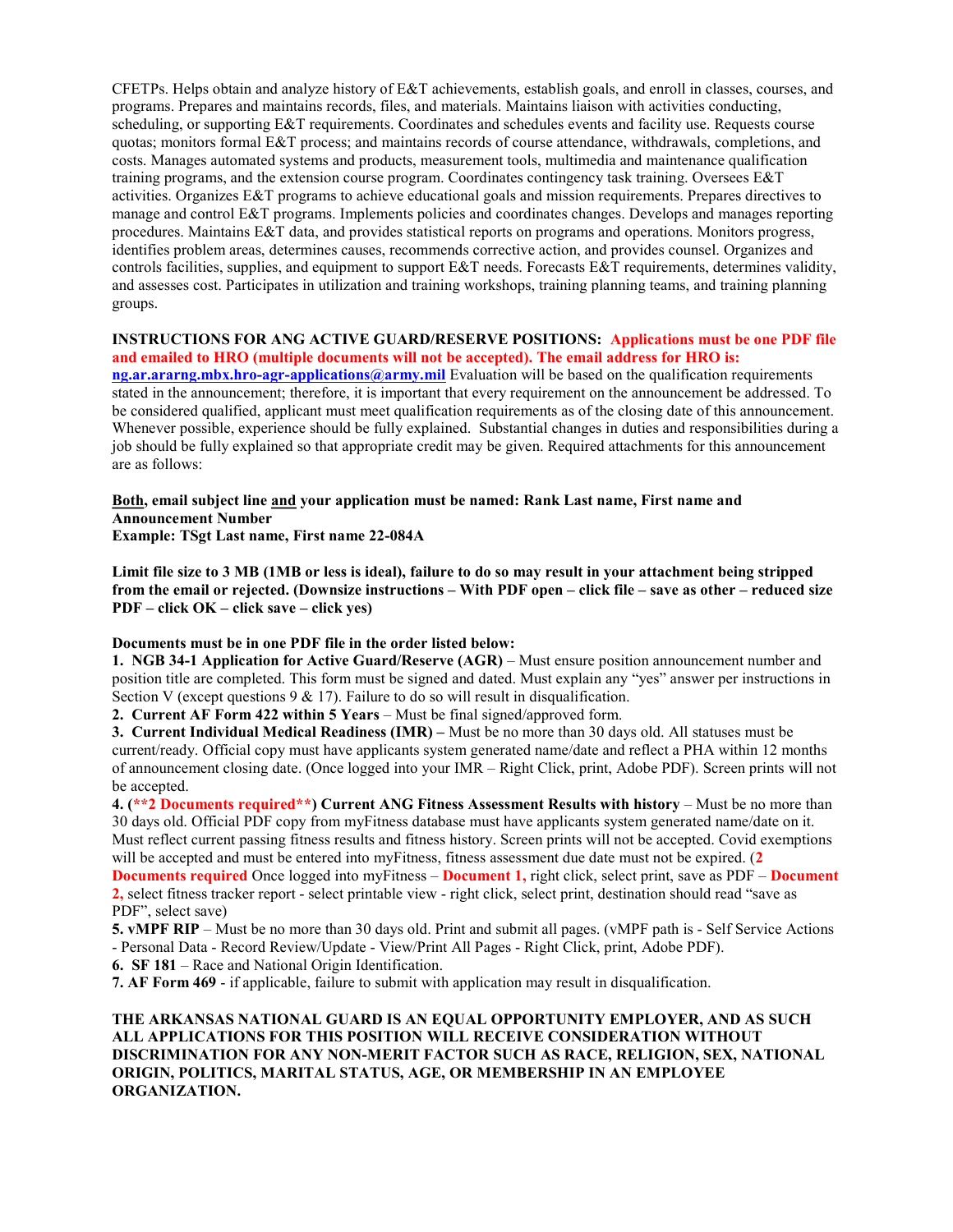CFETPs. Helps obtain and analyze history of E&T achievements, establish goals, and enroll in classes, courses, and programs. Prepares and maintains records, files, and materials. Maintains liaison with activities conducting, scheduling, or supporting E&T requirements. Coordinates and schedules events and facility use. Requests course quotas; monitors formal E&T process; and maintains records of course attendance, withdrawals, completions, and costs. Manages automated systems and products, measurement tools, multimedia and maintenance qualification training programs, and the extension course program. Coordinates contingency task training. Oversees E&T activities. Organizes E&T programs to achieve educational goals and mission requirements. Prepares directives to manage and control E&T programs. Implements policies and coordinates changes. Develops and manages reporting procedures. Maintains E&T data, and provides statistical reports on programs and operations. Monitors progress, identifies problem areas, determines causes, recommends corrective action, and provides counsel. Organizes and controls facilities, supplies, and equipment to support E&T needs. Forecasts E&T requirements, determines validity, and assesses cost. Participates in utilization and training workshops, training planning teams, and training planning groups.

**INSTRUCTIONS FOR ANG ACTIVE GUARD/RESERVE POSITIONS: Applications must be one PDF file and emailed to HRO (multiple documents will not be accepted). The email address for HRO is: ng.ar.ararng.mbx.hro-agr-applications@army.mil** Evaluation will be based on the qualification requirements stated in the announcement; therefore, it is important that every requirement on the announcement be addressed. To be considered qualified, applicant must meet qualification requirements as of the closing date of this announcement. Whenever possible, experience should be fully explained. Substantial changes in duties and responsibilities during a job should be fully explained so that appropriate credit may be given. Required attachments for this announcement are as follows:

**Both, email subject line and your application must be named: Rank Last name, First name and Announcement Number**
**Example: TSgt Last name, First name 22-084A**

**Limit file size to 3 MB (1MB or less is ideal), failure to do so may result in your attachment being stripped from the email or rejected. (Downsize instructions – With PDF open – click file – save as other – reduced size PDF – click OK – click save – click yes)**

**Documents must be in one PDF file in the order listed below:**

1. **NGB 34-1 Application for Active Guard/Reserve (AGR)** – Must ensure position announcement number and position title are completed. This form must be signed and dated. Must explain any "yes" answer per instructions in Section V (except questions 9 & 17). Failure to do so will result in disqualification.
2. **Current AF Form 422 within 5 Years** – Must be final signed/approved form.
3. **Current Individual Medical Readiness (IMR) –** Must be no more than 30 days old. All statuses must be current/ready. Official copy must have applicants system generated name/date and reflect a PHA within 12 months of announcement closing date. (Once logged into your IMR – Right Click, print, Adobe PDF). Screen prints will not be accepted.
4. **(**2 Documents required**) Current ANG Fitness Assessment Results with history** – Must be no more than 30 days old. Official PDF copy from myFitness database must have applicants system generated name/date on it. Must reflect current passing fitness results and fitness history. Screen prints will not be accepted. Covid exemptions will be accepted and must be entered into myFitness, fitness assessment due date must not be expired. (**2 Documents required** Once logged into myFitness – **Document 1,** right click, select print, save as PDF – **Document 2,** select fitness tracker report - select printable view - right click, select print, destination should read "save as PDF", select save)
5. **vMPF RIP** – Must be no more than 30 days old. Print and submit all pages. (vMPF path is - Self Service Actions - Personal Data - Record Review/Update - View/Print All Pages - Right Click, print, Adobe PDF).
6. **SF 181** – Race and National Origin Identification.
7. **AF Form 469** - if applicable, failure to submit with application may result in disqualification.

**THE ARKANSAS NATIONAL GUARD IS AN EQUAL OPPORTUNITY EMPLOYER, AND AS SUCH ALL APPLICATIONS FOR THIS POSITION WILL RECEIVE CONSIDERATION WITHOUT DISCRIMINATION FOR ANY NON-MERIT FACTOR SUCH AS RACE, RELIGION, SEX, NATIONAL ORIGIN, POLITICS, MARITAL STATUS, AGE, OR MEMBERSHIP IN AN EMPLOYEE ORGANIZATION.**